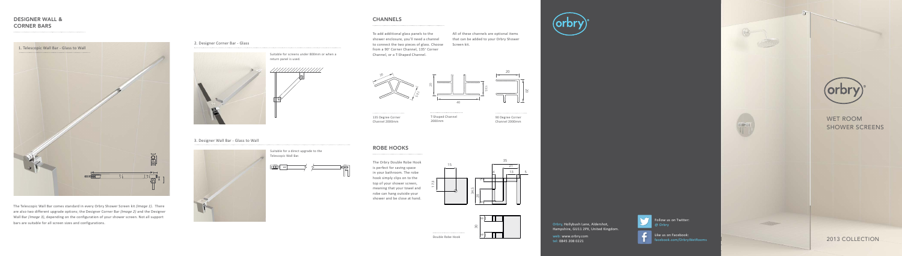## DESIGNER WALL & CORNER BARS

1. Telescopic Wall Bar - Glass to Wall

The Telescopic Wall Bar comes standard in every Orbry Shower Screen kit *(Image 1)*. There are also two different upgrade options; the Designer Corner Bar *(Image 2)* and the Designer Wall Bar *(Image 3)*, depending on the configuration of your shower screen. Not all support bars are suitable for all screen sizes and configurations.

2. Designer Corner Bar - Glass

Suitable for screens under 800mm or when a return panel is used.

3. Designer Wall Bar - Glass to Wall

Suitable for a direct upgrade to the Telescopic Wall Bar.

## CHANNELS

To add additional glass panels to the shower enclosure, you'll need a channel to connect the two pieces of glass. Choose from a 90° Corner Channel, 135° Corner Channel, or a T-Shaped Channel.

All of these channels are optional items that can be added to your Orbry Shower Screen kit.

135 Degree Corner Channel 2000mm

T-Shaped Channel 2000mm

90 Degree Corner Channel 2000mm

## ROBE HOOKS

The Orbry Double Robe Hook is perfect for saving space in your bathroom. The robe hook simply clips on to the top of your shower screen, meaning that your towel and robe can hang outside your shower and be close at hand.

Double Robe Hook

Orbry, Hollybush Lane, Aldershot, Hampshire, GU11 2PX, United Kingdom.

web: www.orbry.com
tel: 0845 208 0221

Follow us on Twitter: @ Orbry

Like us on Facebook: facebook.com/OrbryWetRooms

orbry

WET ROOM SHOWER SCREENS

2013 COLLECTION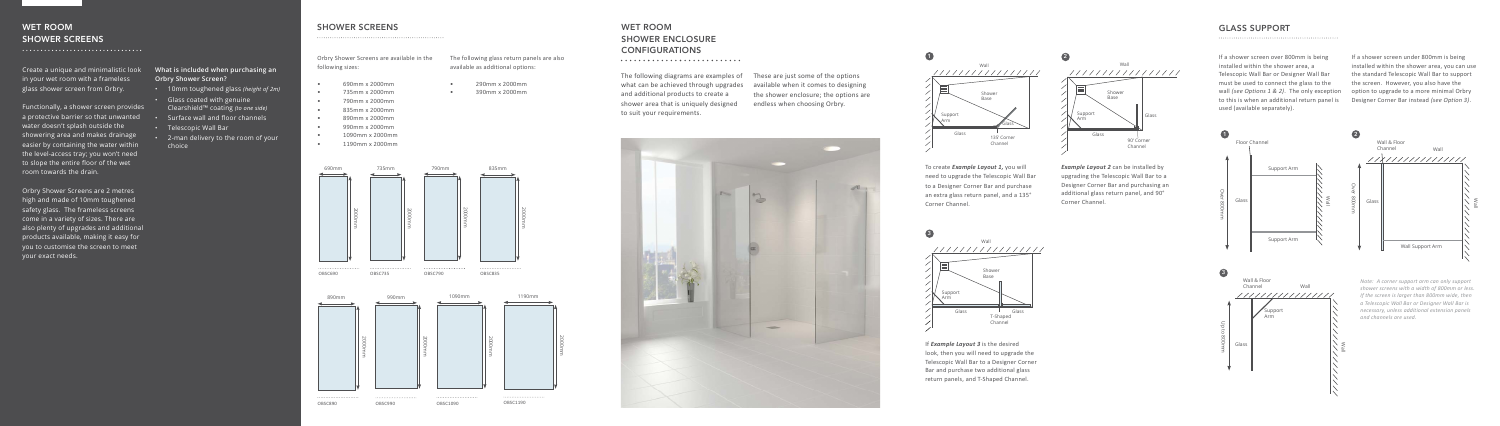# WET ROOM SHOWER SCREENS

Create a unique and minimalistic look in your wet room with a frameless glass shower screen from Orbry.

Functionally, a shower screen provides a protective barrier so that unwanted water doesn't splash outside the showering area and makes drainage easier by containing the water within the level-access tray; you won't need to slope the entire floor of the wet room towards the drain.

Orbry Shower Screens are 2 metres high and made of 10mm toughened safety glass. The frameless screens come in a variety of sizes. There are also plenty of upgrades and additional products available, making it easy for you to customise the screen to meet your exact needs.

**What is included when purchasing an Orbry Shower Screen?**

- 10mm toughened glass *(height of 2m)*
- Glass coated with genuine Clearshield™ coating *(to one side)*
- Surface wall and floor channels
- Telescopic Wall Bar
- 2-man delivery to the room of your choice

## SHOWER SCREENS

Orbry Shower Screens are available in the following sizes:

- 690mm x 2000mm
- 735mm x 2000mm
- 790mm x 2000mm
- 835mm x 2000mm
- 890mm x 2000mm
- 990mm x 2000mm
- 1090mm x 2000mm
- 1190mm x 2000mm

The following glass return panels are also available as additional options:

- 290mm x 2000mm
- 390mm x 2000mm

690mm 2000mm OBSC690
735mm 2000mm OBSC735
790mm 2000mm OBSC790
835mm 2000mm OBSC835
890mm 2000mm OBSC890
990mm 2000mm OBSC990
1090mm 2000mm OBSC1090
1190mm 2000mm OBSC1190

# WET ROOM SHOWER ENCLOSURE CONFIGURATIONS

The following diagrams are examples of what can be achieved through upgrades and additional products to create a shower area that is uniquely designed to suit your requirements.

These are just some of the options available when it comes to designing the shower enclosure; the options are endless when choosing Orbry.

1
Wall
Shower Base
Support Arm
Glass
Glass
135° Corner Channel

To create ***Example Layout 1***, you will need to upgrade the Telescopic Wall Bar to a Designer Corner Bar and purchase an extra glass return panel, and a 135° Corner Channel.

2
Wall
Shower Base
Support Arm
Glass
Glass
90° Corner Channel

***Example Layout 2*** can be installed by upgrading the Telescopic Wall Bar to a Designer Corner Bar and purchasing an additional glass return panel, and 90° Corner Channel.

3
Wall
Shower Base
Support Arm
Glass
Glass
T-Shaped Channel

If ***Example Layout 3*** is the desired look, then you will need to upgrade the Telescopic Wall Bar to a Designer Corner Bar and purchase two additional glass return panels, and T-Shaped Channel.

## GLASS SUPPORT

If a shower screen over 800mm is being installed within the shower area, a Telescopic Wall Bar or Designer Wall Bar must be used to connect the glass to the wall *(see Options 1 & 2)*. The only exception to this is when an additional return panel is used (available separately).

If a shower screen under 800mm is being installed within the shower area, you can use the standard Telescopic Wall Bar to support the screen. However, you also have the option to upgrade to a more minimal Orbry Designer Corner Bar instead *(see Option 3)*.

1
Floor Channel
Support Arm
Over 800mm
Glass
Wall
Support Arm

2
Wall & Floor Channel
Wall
Over 800mm
Glass
Wall
Wall Support Arm

3
Wall & Floor Channel
Wall
Support Arm
Up to 800mm
Glass
Wall

*Note: A corner support arm can only support shower screens with a width of 800mm or less. If the screen is larger than 800mm wide, then a Telescopic Wall Bar or Designer Wall Bar is necessary, unless additional extension panels and channels are used.*